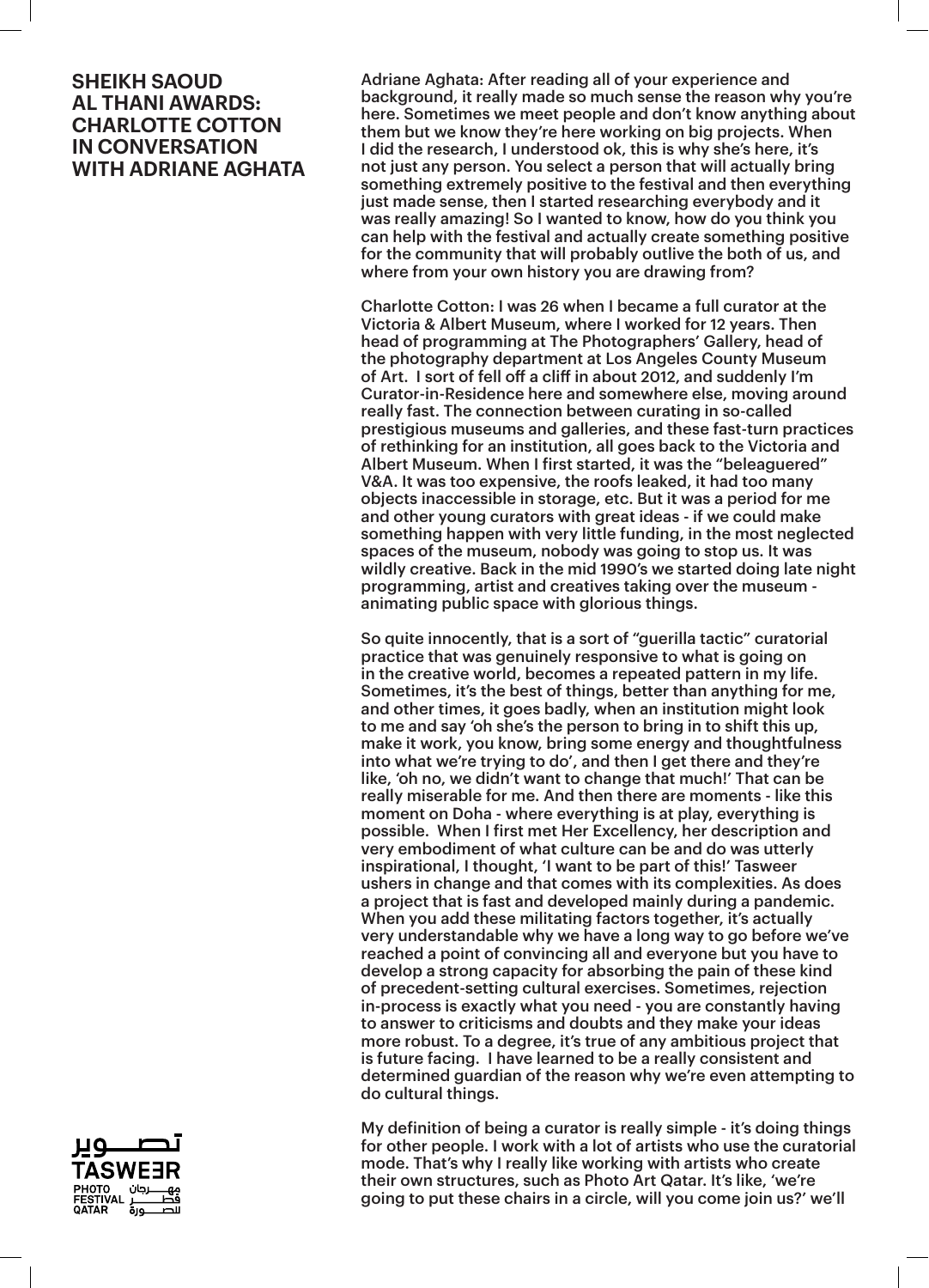# SHEIKH SAOUD AL THANI AWARDS: CHARLOTTE COTTON IN CONVERSATION WITH ADRIANE AGHATA

Adriane Aghata: After reading all of your experience and background, it really made so much sense the reason why you're here. Sometimes we meet people and don't know anything about them but we know they're here working on big projects. When I did the research, I understood ok, this is why she's here, it's not just any person. You select a person that will actually bring something extremely positive to the festival and then everything just made sense, then I started researching everybody and it was really amazing! So I wanted to know, how do you think you can help with the festival and actually create something positive for the community that will probably outlive the both of us, and where from your own history you are drawing from?

Charlotte Cotton: I was 26 when I became a full curator at the Victoria & Albert Museum, where I worked for 12 years. Then head of programming at The Photographers' Gallery, head of the photography department at Los Angeles County Museum of Art. I sort of fell off a cliff in about 2012, and suddenly I'm Curator-in-Residence here and somewhere else, moving around really fast. The connection between curating in so-called prestigious museums and galleries, and these fast-turn practices of rethinking for an institution, all goes back to the Victoria and Albert Museum. When I first started, it was the "beleaguered" V&A. It was too expensive, the roofs leaked, it had too many objects inaccessible in storage, etc. But it was a period for me and other young curators with great ideas - if we could make something happen with very little funding, in the most neglected spaces of the museum, nobody was going to stop us. It was wildly creative. Back in the mid 1990's we started doing late night programming, artist and creatives taking over the museum - animating public space with glorious things.

So quite innocently, that is a sort of "guerilla tactic" curatorial practice that was genuinely responsive to what is going on in the creative world, becomes a repeated pattern in my life. Sometimes, it's the best of things, better than anything for me, and other times, it goes badly, when an institution might look to me and say 'oh she's the person to bring in to shift this up, make it work, you know, bring some energy and thoughtfulness into what we're trying to do', and then I get there and they're like, 'oh no, we didn't want to change that much!' That can be really miserable for me. And then there are moments - like this moment on Doha - where everything is at play, everything is possible. When I first met Her Excellency, her description and very embodiment of what culture can be and do was utterly inspirational, I thought, 'I want to be part of this!' Tasweer ushers in change and that comes with its complexities. As does a project that is fast and developed mainly during a pandemic. When you add these militating factors together, it's actually very understandable why we have a long way to go before we've reached a point of convincing all and everyone but you have to develop a strong capacity for absorbing the pain of these kind of precedent-setting cultural exercises. Sometimes, rejection in-process is exactly what you need - you are constantly having to answer to criticisms and doubts and they make your ideas more robust. To a degree, it's true of any ambitious project that is future facing. I have learned to be a really consistent and determined guardian of the reason why we're even attempting to do cultural things.

My definition of being a curator is really simple - it's doing things for other people. I work with a lot of artists who use the curatorial mode. That's why I really like working with artists who create their own structures, such as Photo Art Qatar. It's like, 'we're going to put these chairs in a circle, will you come join us?' we'll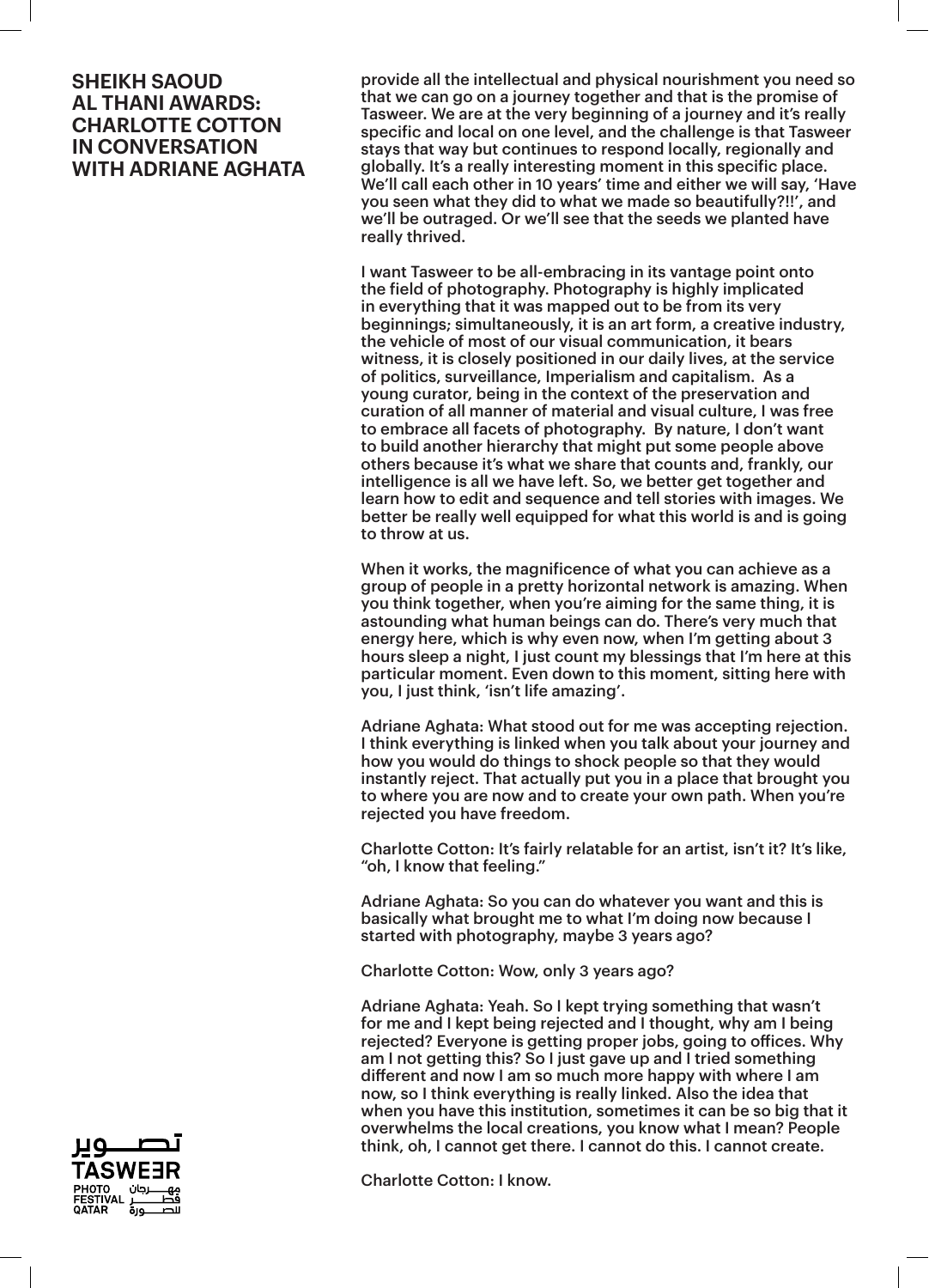# SHEIKH SAOUD AL THANI AWARDS: CHARLOTTE COTTON IN CONVERSATION WITH ADRIANE AGHATA

provide all the intellectual and physical nourishment you need so that we can go on a journey together and that is the promise of Tasweer. We are at the very beginning of a journey and it's really specific and local on one level, and the challenge is that Tasweer stays that way but continues to respond locally, regionally and globally. It's a really interesting moment in this specific place. We'll call each other in 10 years' time and either we will say, 'Have you seen what they did to what we made so beautifully?!!', and we'll be outraged. Or we'll see that the seeds we planted have really thrived.

I want Tasweer to be all-embracing in its vantage point onto the field of photography. Photography is highly implicated in everything that it was mapped out to be from its very beginnings; simultaneously, it is an art form, a creative industry, the vehicle of most of our visual communication, it bears witness, it is closely positioned in our daily lives, at the service of politics, surveillance, Imperialism and capitalism. As a young curator, being in the context of the preservation and curation of all manner of material and visual culture, I was free to embrace all facets of photography. By nature, I don't want to build another hierarchy that might put some people above others because it's what we share that counts and, frankly, our intelligence is all we have left. So, we better get together and learn how to edit and sequence and tell stories with images. We better be really well equipped for what this world is and is going to throw at us.

When it works, the magnificence of what you can achieve as a group of people in a pretty horizontal network is amazing. When you think together, when you're aiming for the same thing, it is astounding what human beings can do. There's very much that energy here, which is why even now, when I'm getting about 3 hours sleep a night, I just count my blessings that I'm here at this particular moment. Even down to this moment, sitting here with you, I just think, 'isn't life amazing'.

Adriane Aghata: What stood out for me was accepting rejection. I think everything is linked when you talk about your journey and how you would do things to shock people so that they would instantly reject. That actually put you in a place that brought you to where you are now and to create your own path. When you're rejected you have freedom.

Charlotte Cotton: It's fairly relatable for an artist, isn't it? It's like, "oh, I know that feeling."

Adriane Aghata: So you can do whatever you want and this is basically what brought me to what I'm doing now because I started with photography, maybe 3 years ago?

Charlotte Cotton: Wow, only 3 years ago?

Adriane Aghata: Yeah. So I kept trying something that wasn't for me and I kept being rejected and I thought, why am I being rejected? Everyone is getting proper jobs, going to offices. Why am I not getting this? So I just gave up and I tried something different and now I am so much more happy with where I am now, so I think everything is really linked. Also the idea that when you have this institution, sometimes it can be so big that it overwhelms the local creations, you know what I mean? People think, oh, I cannot get there. I cannot do this. I cannot create.

Charlotte Cotton: I know.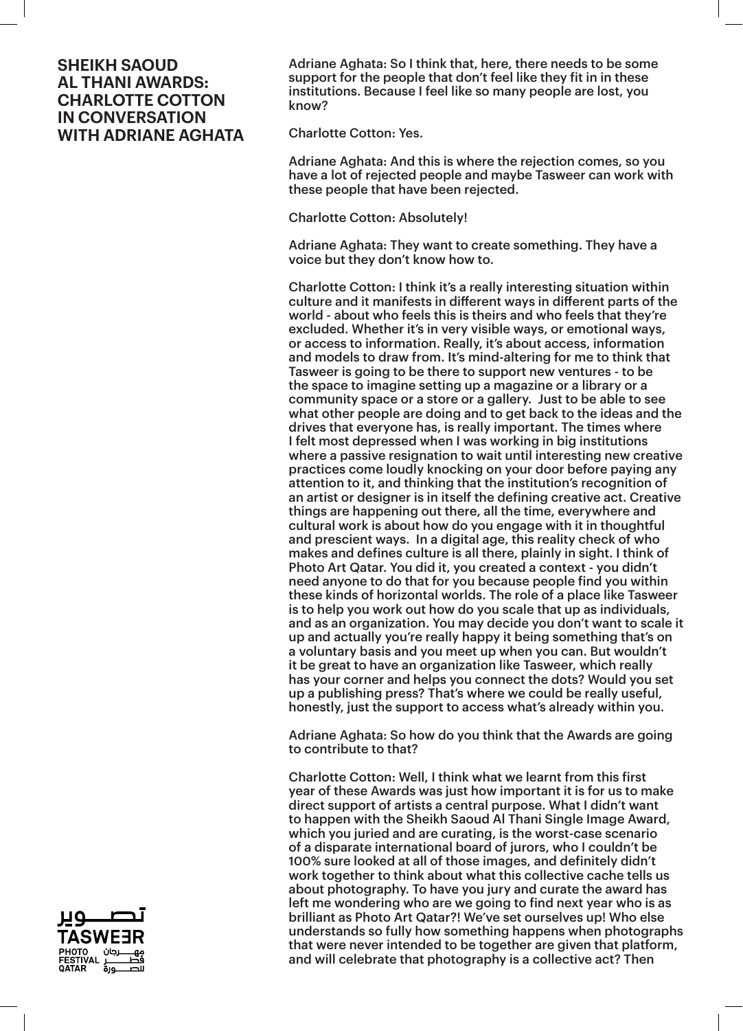# SHEIKH SAOUD AL THANI AWARDS: CHARLOTTE COTTON IN CONVERSATION WITH ADRIANE AGHATA

Adriane Aghata: So I think that, here, there needs to be some support for the people that don't feel like they fit in in these institutions. Because I feel like so many people are lost, you know?

Charlotte Cotton: Yes.

Adriane Aghata: And this is where the rejection comes, so you have a lot of rejected people and maybe Tasweer can work with these people that have been rejected.

Charlotte Cotton: Absolutely!

Adriane Aghata: They want to create something. They have a voice but they don't know how to.

Charlotte Cotton: I think it's a really interesting situation within culture and it manifests in different ways in different parts of the world - about who feels this is theirs and who feels that they're excluded. Whether it's in very visible ways, or emotional ways, or access to information. Really, it's about access, information and models to draw from. It's mind-altering for me to think that Tasweer is going to be there to support new ventures - to be the space to imagine setting up a magazine or a library or a community space or a store or a gallery. Just to be able to see what other people are doing and to get back to the ideas and the drives that everyone has, is really important. The times where I felt most depressed when I was working in big institutions where a passive resignation to wait until interesting new creative practices come loudly knocking on your door before paying any attention to it, and thinking that the institution's recognition of an artist or designer is in itself the defining creative act. Creative things are happening out there, all the time, everywhere and cultural work is about how do you engage with it in thoughtful and prescient ways. In a digital age, this reality check of who makes and defines culture is all there, plainly in sight. I think of Photo Art Qatar. You did it, you created a context - you didn't need anyone to do that for you because people find you within these kinds of horizontal worlds. The role of a place like Tasweer is to help you work out how do you scale that up as individuals, and as an organization. You may decide you don't want to scale it up and actually you're really happy it being something that's on a voluntary basis and you meet up when you can. But wouldn't it be great to have an organization like Tasweer, which really has your corner and helps you connect the dots? Would you set up a publishing press? That's where we could be really useful, honestly, just the support to access what's already within you.

Adriane Aghata: So how do you think that the Awards are going to contribute to that?

Charlotte Cotton: Well, I think what we learnt from this first year of these Awards was just how important it is for us to make direct support of artists a central purpose. What I didn't want to happen with the Sheikh Saoud Al Thani Single Image Award, which you juried and are curating, is the worst-case scenario of a disparate international board of jurors, who I couldn't be 100% sure looked at all of those images, and definitely didn't work together to think about what this collective cache tells us about photography. To have you jury and curate the award has left me wondering who are we going to find next year who is as brilliant as Photo Art Qatar?! We've set ourselves up! Who else understands so fully how something happens when photographs that were never intended to be together are given that platform, and will celebrate that photography is a collective act? Then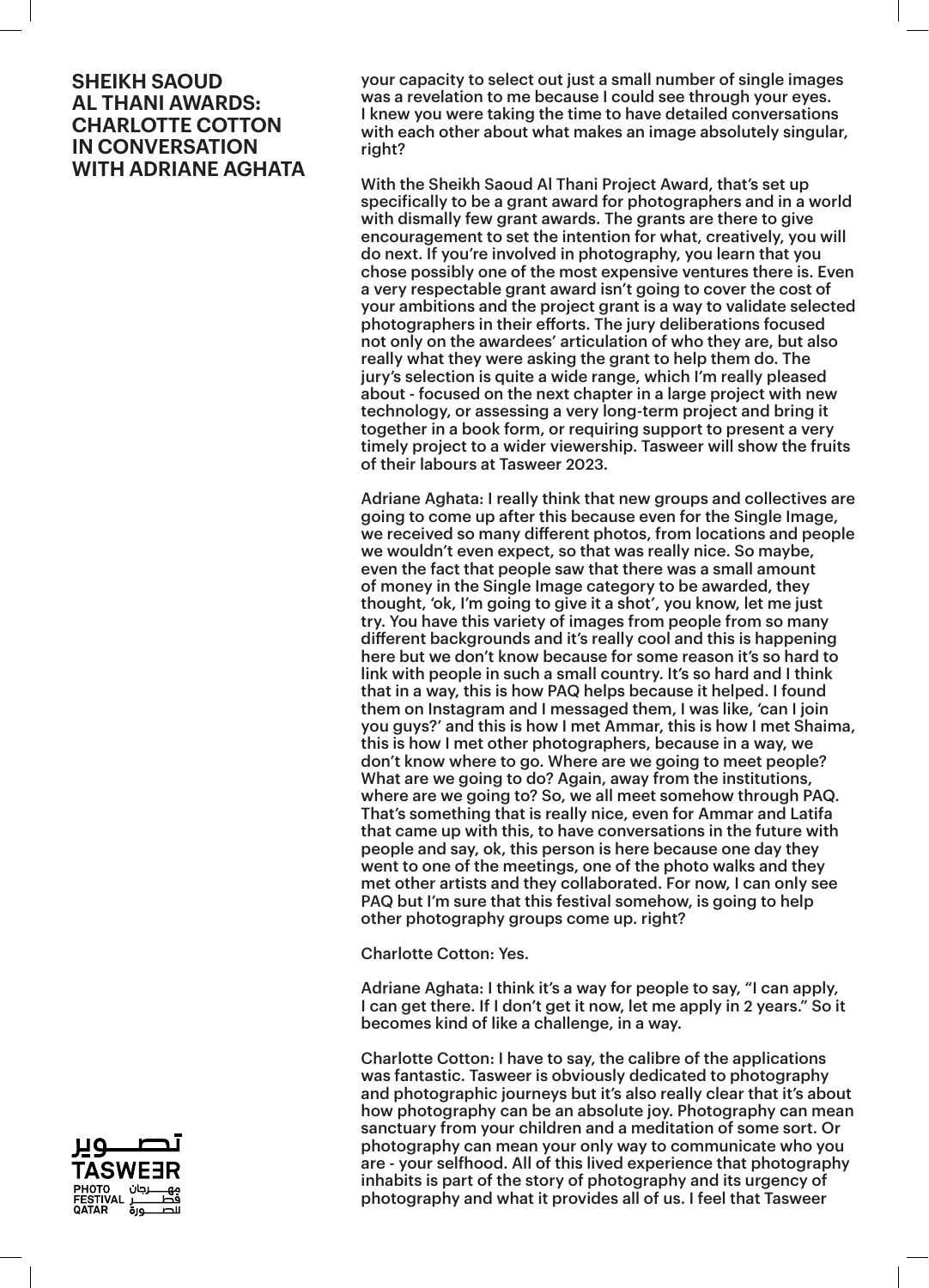# SHEIKH SAOUD AL THANI AWARDS: CHARLOTTE COTTON IN CONVERSATION WITH ADRIANE AGHATA

your capacity to select out just a small number of single images was a revelation to me because I could see through your eyes. I knew you were taking the time to have detailed conversations with each other about what makes an image absolutely singular, right?

With the Sheikh Saoud Al Thani Project Award, that's set up specifically to be a grant award for photographers and in a world with dismally few grant awards. The grants are there to give encouragement to set the intention for what, creatively, you will do next. If you're involved in photography, you learn that you chose possibly one of the most expensive ventures there is. Even a very respectable grant award isn't going to cover the cost of your ambitions and the project grant is a way to validate selected photographers in their efforts. The jury deliberations focused not only on the awardees' articulation of who they are, but also really what they were asking the grant to help them do. The jury's selection is quite a wide range, which I'm really pleased about - focused on the next chapter in a large project with new technology, or assessing a very long-term project and bring it together in a book form, or requiring support to present a very timely project to a wider viewership. Tasweer will show the fruits of their labours at Tasweer 2023.

Adriane Aghata: I really think that new groups and collectives are going to come up after this because even for the Single Image, we received so many different photos, from locations and people we wouldn't even expect, so that was really nice. So maybe, even the fact that people saw that there was a small amount of money in the Single Image category to be awarded, they thought, 'ok, I'm going to give it a shot', you know, let me just try. You have this variety of images from people from so many different backgrounds and it's really cool and this is happening here but we don't know because for some reason it's so hard to link with people in such a small country. It's so hard and I think that in a way, this is how PAQ helps because it helped. I found them on Instagram and I messaged them, I was like, 'can I join you guys?' and this is how I met Ammar, this is how I met Shaima, this is how I met other photographers, because in a way, we don't know where to go. Where are we going to meet people? What are we going to do? Again, away from the institutions, where are we going to? So, we all meet somehow through PAQ. That's something that is really nice, even for Ammar and Latifa that came up with this, to have conversations in the future with people and say, ok, this person is here because one day they went to one of the meetings, one of the photo walks and they met other artists and they collaborated. For now, I can only see PAQ but I'm sure that this festival somehow, is going to help other photography groups come up. right?

Charlotte Cotton: Yes.

Adriane Aghata: I think it's a way for people to say, "I can apply, I can get there. If I don't get it now, let me apply in 2 years." So it becomes kind of like a challenge, in a way.

Charlotte Cotton: I have to say, the calibre of the applications was fantastic. Tasweer is obviously dedicated to photography and photographic journeys but it's also really clear that it's about how photography can be an absolute joy. Photography can mean sanctuary from your children and a meditation of some sort. Or photography can mean your only way to communicate who you are - your selfhood. All of this lived experience that photography inhabits is part of the story of photography and its urgency of photography and what it provides all of us. I feel that Tasweer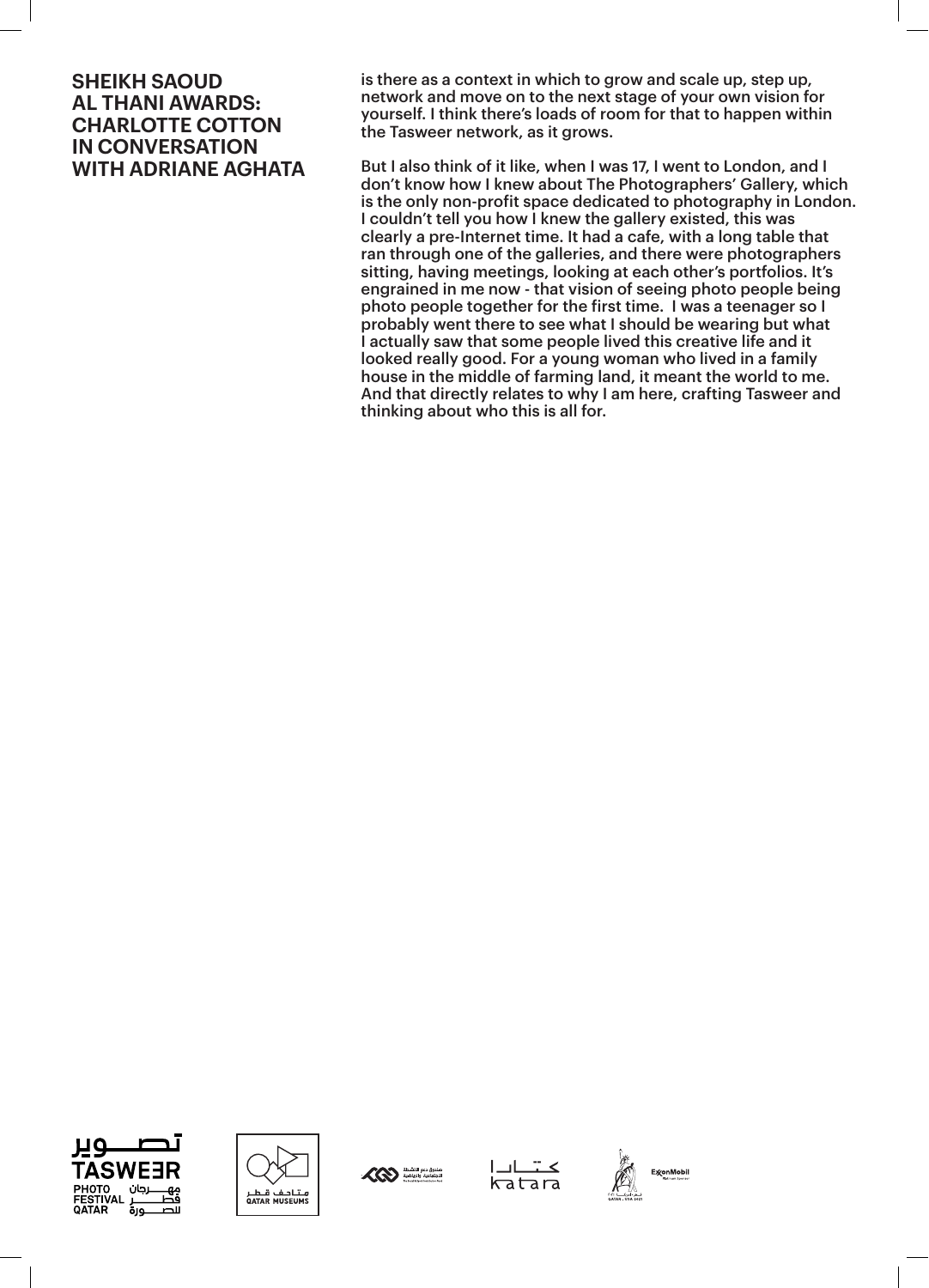## SHEIKH SAOUD AL THANI AWARDS: CHARLOTTE COTTON IN CONVERSATION WITH ADRIANE AGHATA

is there as a context in which to grow and scale up, step up, network and move on to the next stage of your own vision for yourself. I think there's loads of room for that to happen within the Tasweer network, as it grows.

But I also think of it like, when I was 17, I went to London, and I don't know how I knew about The Photographers' Gallery, which is the only non-profit space dedicated to photography in London. I couldn't tell you how I knew the gallery existed, this was clearly a pre-Internet time. It had a cafe, with a long table that ran through one of the galleries, and there were photographers sitting, having meetings, looking at each other's portfolios. It's engrained in me now - that vision of seeing photo people being photo people together for the first time. I was a teenager so I probably went there to see what I should be wearing but what I actually saw that some people lived this creative life and it looked really good. For a young woman who lived in a family house in the middle of farming land, it meant the world to me. And that directly relates to why I am here, crafting Tasweer and thinking about who this is all for.